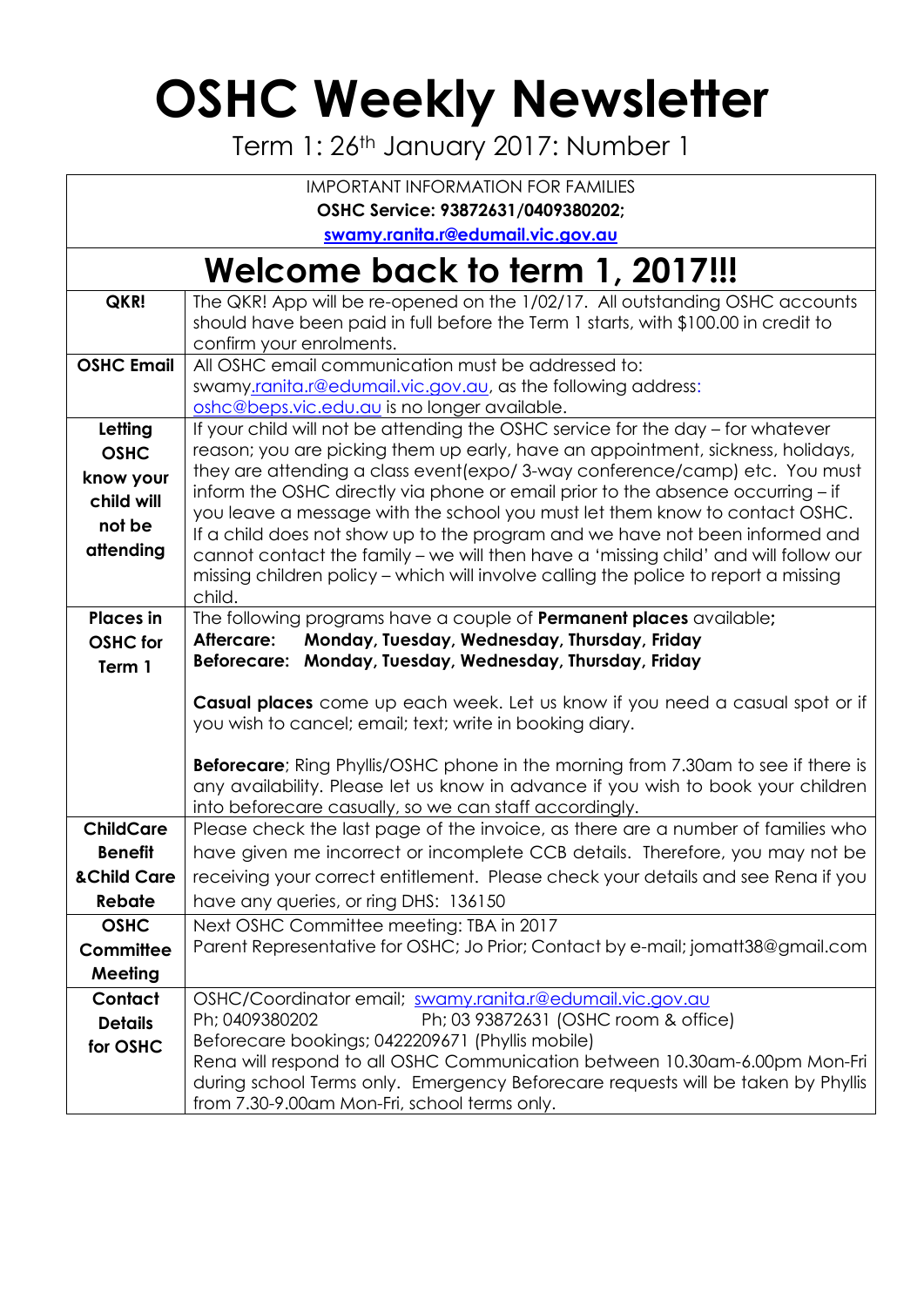# OSHC Weekly Newsletter

Term 1: 26th January 2017: Number 1

IMPORTANT INFORMATION FOR FAMILIES
**OSHC Service: 93872631/0409380202;**
**swamy.ranita.r@edumail.vic.gov.au**

## Welcome back to term 1, 2017!!!

| | |
|---|---|
| **QKR!** | The QKR! App will be re-opened on the 1/02/17. All outstanding OSHC accounts should have been paid in full before the Term 1 starts, with $100.00 in credit to confirm your enrolments. |
| **OSHC Email** | All OSHC email communication must be addressed to: swamy.ranita.r@edumail.vic.gov.au, as the following address: oshc@beps.vic.edu.au is no longer available. |
| **Letting OSHC know your child will not be attending** | If your child will not be attending the OSHC service for the day – for whatever reason; you are picking them up early, have an appointment, sickness, holidays, they are attending a class event(expo/ 3-way conference/camp) etc. You must inform the OSHC directly via phone or email prior to the absence occurring – if you leave a message with the school you must let them know to contact OSHC. If a child does not show up to the program and we have not been informed and cannot contact the family – we will then have a 'missing child' and will follow our missing children policy – which will involve calling the police to report a missing child. |
| **Places in OSHC for Term 1** | The following programs have a couple of **Permanent places** available**;**<br>**Aftercare: Monday, Tuesday, Wednesday, Thursday, Friday**<br>**Beforecare: Monday, Tuesday, Wednesday, Thursday, Friday**<br><br>**Casual places** come up each week. Let us know if you need a casual spot or if you wish to cancel; email; text; write in booking diary.<br><br>**Beforecare**; Ring Phyllis/OSHC phone in the morning from 7.30am to see if there is any availability. Please let us know in advance if you wish to book your children into beforecare casually, so we can staff accordingly. |
| **ChildCare Benefit &Child Care Rebate** | Please check the last page of the invoice, as there are a number of families who have given me incorrect or incomplete CCB details. Therefore, you may not be receiving your correct entitlement. Please check your details and see Rena if you have any queries, or ring DHS: 136150 |
| **OSHC Committee Meeting** | Next OSHC Committee meeting: TBA in 2017<br>Parent Representative for OSHC; Jo Prior; Contact by e-mail; jomatt38@gmail.com |
| **Contact Details for OSHC** | OSHC/Coordinator email; swamy.ranita.r@edumail.vic.gov.au<br>Ph; 0409380202 Ph; 03 93872631 (OSHC room & office)<br>Beforecare bookings; 0422209671 (Phyllis mobile)<br>Rena will respond to all OSHC Communication between 10.30am-6.00pm Mon-Fri during school Terms only. Emergency Beforecare requests will be taken by Phyllis from 7.30-9.00am Mon-Fri, school terms only. |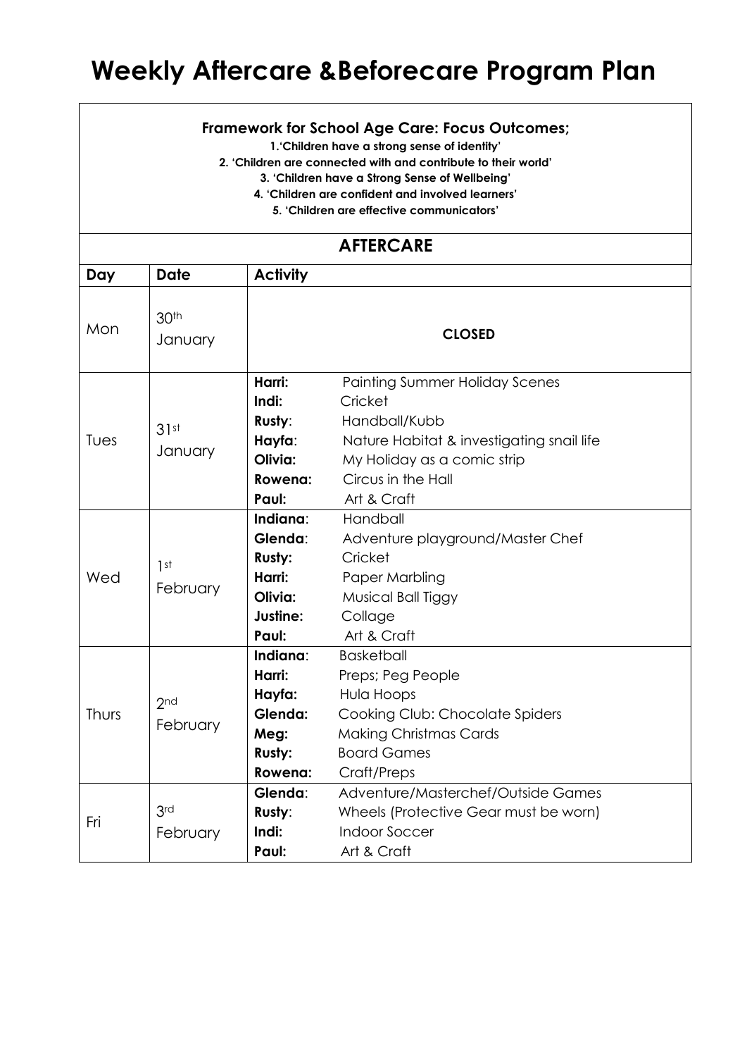# Weekly Aftercare &Beforecare Program Plan

**Framework for School Age Care: Focus Outcomes;**

**1.'Children have a strong sense of identity'**

**2. 'Children are connected with and contribute to their world'**

**3. 'Children have a Strong Sense of Wellbeing'**

**4. 'Children are confident and involved learners'**

**5. 'Children are effective communicators'**

## AFTERCARE

| Day | Date | Activity | |
|---|---|---|---|
| Mon | 30th January | **CLOSED** | |
| Tues | 31st January | **Harri:** | Painting Summer Holiday Scenes |
| | | **Indi:** | Cricket |
| | | **Rusty**: | Handball/Kubb |
| | | **Hayfa**: | Nature Habitat & investigating snail life |
| | | **Olivia:** | My Holiday as a comic strip |
| | | **Rowena:** | Circus in the Hall |
| | | **Paul:** | Art & Craft |
| Wed | 1st February | **Indiana**: | Handball |
| | | **Glenda**: | Adventure playground/Master Chef |
| | | **Rusty:** | Cricket |
| | | **Harri:** | Paper Marbling |
| | | **Olivia:** | Musical Ball Tiggy |
| | | **Justine:** | Collage |
| | | **Paul:** | Art & Craft |
| Thurs | 2nd February | **Indiana**: | Basketball |
| | | **Harri:** | Preps; Peg People |
| | | **Hayfa:** | Hula Hoops |
| | | **Glenda:** | Cooking Club: Chocolate Spiders |
| | | **Meg:** | Making Christmas Cards |
| | | **Rusty:** | Board Games |
| | | **Rowena:** | Craft/Preps |
| Fri | 3rd February | **Glenda**: | Adventure/Masterchef/Outside Games |
| | | **Rusty**: | Wheels (Protective Gear must be worn) |
| | | **Indi:** | Indoor Soccer |
| | | **Paul:** | Art & Craft |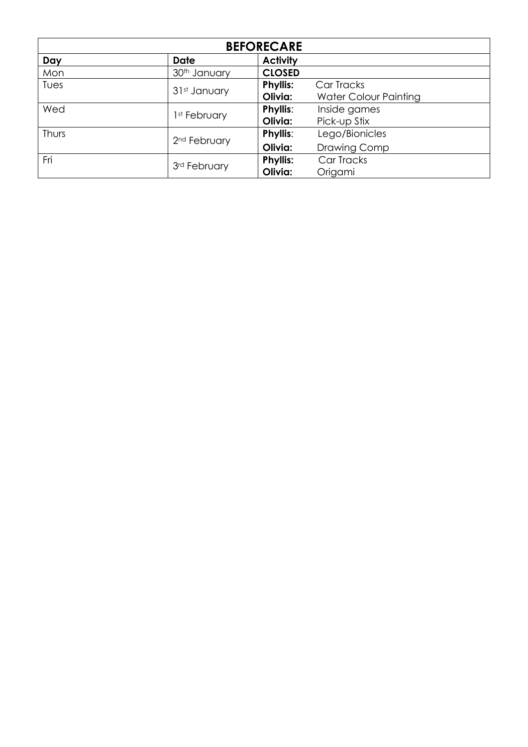| BEFORECARE | | |
|---|---|---|
| **Day** | **Date** | **Activity** |
| Mon | 30th January | **CLOSED** |
| Tues | 31st January | **Phyllis:** Car Tracks<br>**Olivia:** Water Colour Painting |
| Wed | 1st February | **Phyllis**: Inside games<br>**Olivia:** Pick-up Stix |
| Thurs | 2nd February | **Phyllis**: Lego/Bionicles<br>**Olivia:** Drawing Comp |
| Fri | 3rd February | **Phyllis:** Car Tracks<br>**Olivia:** Origami |